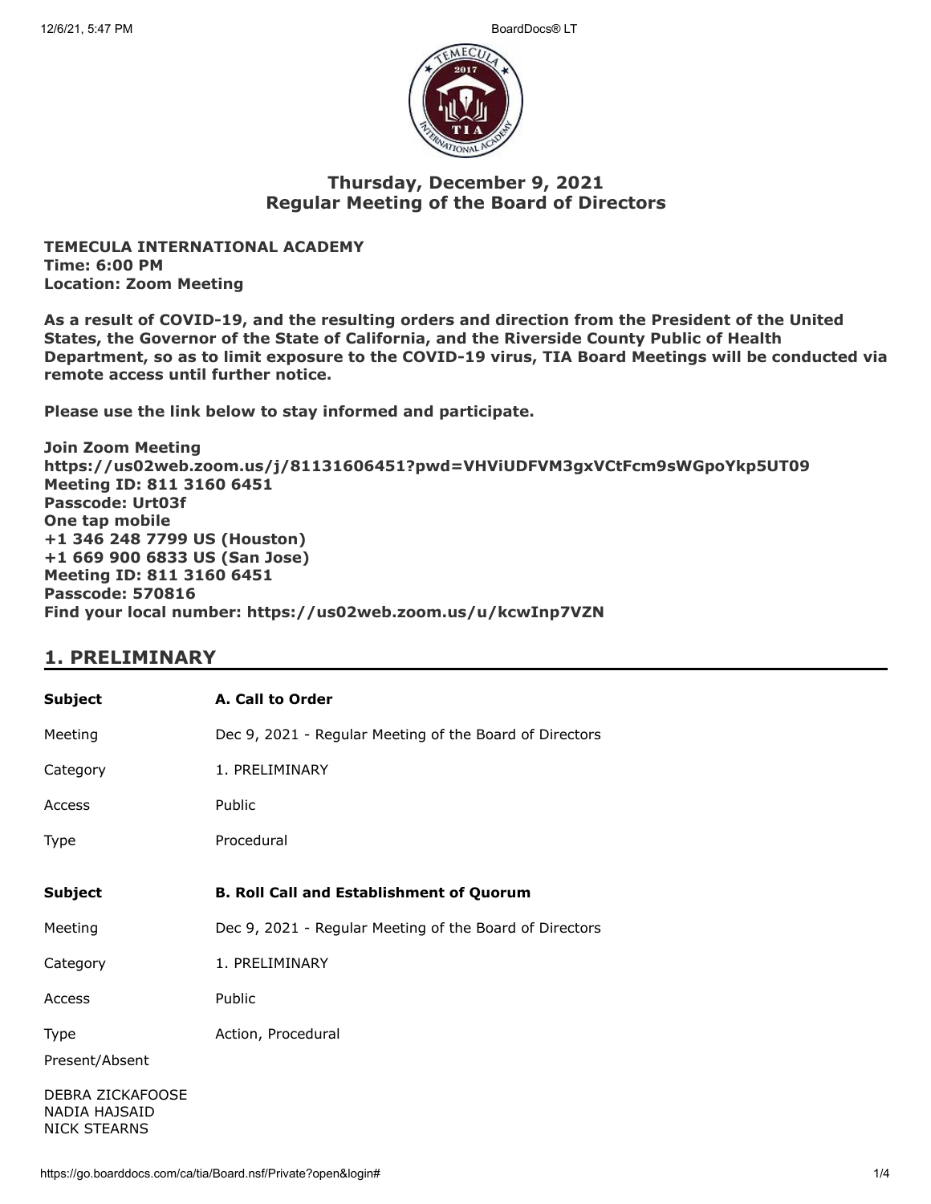# Thursday, December 9, 2021
# Regular Meeting of the Board of Directors

**TEMECULA INTERNATIONAL ACADEMY**
**Time: 6:00 PM**
**Location: Zoom Meeting**

**As a result of COVID-19, and the resulting orders and direction from the President of the United States, the Governor of the State of California, and the Riverside County Public of Health Department, so as to limit exposure to the COVID-19 virus, TIA Board Meetings will be conducted via remote access until further notice.**

**Please use the link below to stay informed and participate.**

**Join Zoom Meeting**
**https://us02web.zoom.us/j/81131606451?pwd=VHViUDFVM3gxVCtFcm9sWGpoYkp5UT09**
**Meeting ID: 811 3160 6451**
**Passcode: Urt03f**
**One tap mobile**
**+1 346 248 7799 US (Houston)**
**+1 669 900 6833 US (San Jose)**
**Meeting ID: 811 3160 6451**
**Passcode: 570816**
**Find your local number: https://us02web.zoom.us/u/kcwInp7VZN**

## 1. PRELIMINARY

| **Subject** | **A. Call to Order** |
|---|---|
| Meeting | Dec 9, 2021 - Regular Meeting of the Board of Directors |
| Category | 1. PRELIMINARY |
| Access | Public |
| Type | Procedural |

| **Subject** | **B. Roll Call and Establishment of Quorum** |
|---|---|
| Meeting | Dec 9, 2021 - Regular Meeting of the Board of Directors |
| Category | 1. PRELIMINARY |
| Access | Public |
| Type | Action, Procedural |

Present/Absent

DEBRA ZICKAFOOSE
NADIA HAJSAID
NICK STEARNS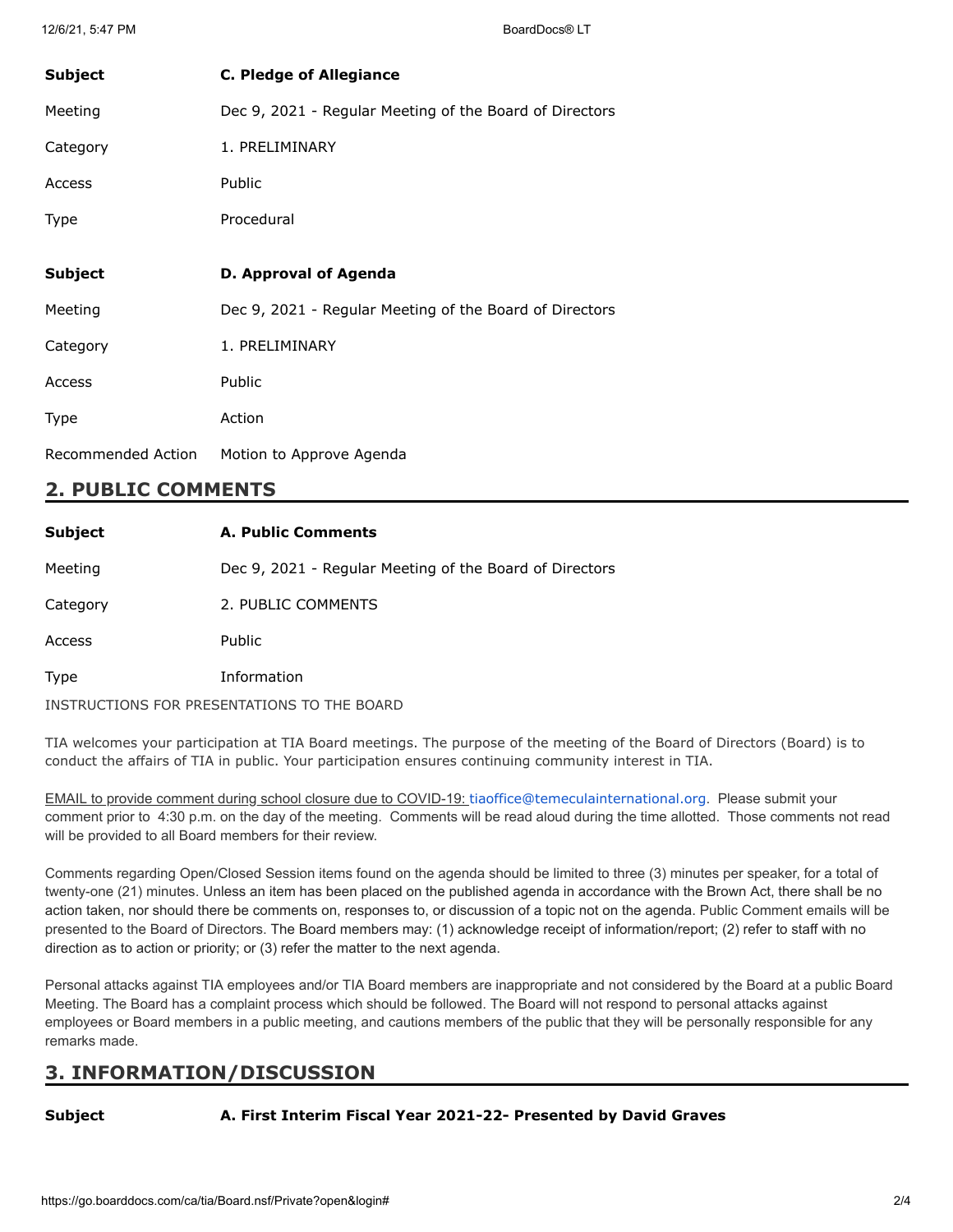| **Subject** | **C. Pledge of Allegiance** |
|---|---|
| Meeting | Dec 9, 2021 - Regular Meeting of the Board of Directors |
| Category | 1. PRELIMINARY |
| Access | Public |
| Type | Procedural |

| **Subject** | **D. Approval of Agenda** |
|---|---|
| Meeting | Dec 9, 2021 - Regular Meeting of the Board of Directors |
| Category | 1. PRELIMINARY |
| Access | Public |
| Type | Action |
| Recommended Action | Motion to Approve Agenda |

## 2. PUBLIC COMMENTS

| **Subject** | **A. Public Comments** |
|---|---|
| Meeting | Dec 9, 2021 - Regular Meeting of the Board of Directors |
| Category | 2. PUBLIC COMMENTS |
| Access | Public |
| Type | Information |

INSTRUCTIONS FOR PRESENTATIONS TO THE BOARD

TIA welcomes your participation at TIA Board meetings. The purpose of the meeting of the Board of Directors (Board) is to conduct the affairs of TIA in public. Your participation ensures continuing community interest in TIA.

EMAIL to provide comment during school closure due to COVID-19: tiaoffice@temeculainternational.org. Please submit your comment prior to 4:30 p.m. on the day of the meeting. Comments will be read aloud during the time allotted. Those comments not read will be provided to all Board members for their review.

Comments regarding Open/Closed Session items found on the agenda should be limited to three (3) minutes per speaker, for a total of twenty-one (21) minutes. Unless an item has been placed on the published agenda in accordance with the Brown Act, there shall be no action taken, nor should there be comments on, responses to, or discussion of a topic not on the agenda. Public Comment emails will be presented to the Board of Directors. The Board members may: (1) acknowledge receipt of information/report; (2) refer to staff with no direction as to action or priority; or (3) refer the matter to the next agenda.

Personal attacks against TIA employees and/or TIA Board members are inappropriate and not considered by the Board at a public Board Meeting. The Board has a complaint process which should be followed. The Board will not respond to personal attacks against employees or Board members in a public meeting, and cautions members of the public that they will be personally responsible for any remarks made.

## 3. INFORMATION/DISCUSSION

| **Subject** | **A. First Interim Fiscal Year 2021-22- Presented by David Graves** |
|---|---|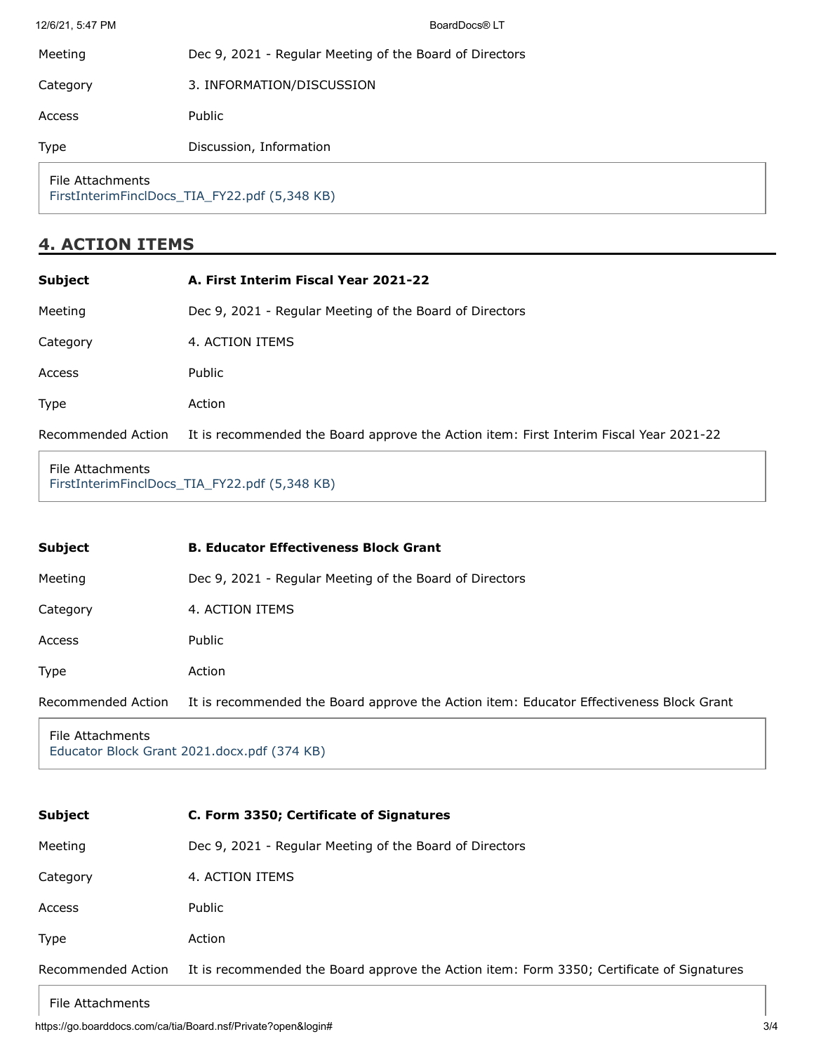| | |
|---|---|
| Meeting | Dec 9, 2021 - Regular Meeting of the Board of Directors |
| Category | 3. INFORMATION/DISCUSSION |
| Access | Public |
| Type | Discussion, Information |

File Attachments
FirstInterimFinclDocs_TIA_FY22.pdf (5,348 KB)

## 4. ACTION ITEMS

| | |
|---|---|
| **Subject** | **A. First Interim Fiscal Year 2021-22** |
| Meeting | Dec 9, 2021 - Regular Meeting of the Board of Directors |
| Category | 4. ACTION ITEMS |
| Access | Public |
| Type | Action |
| Recommended Action | It is recommended the Board approve the Action item: First Interim Fiscal Year 2021-22 |

File Attachments
FirstInterimFinclDocs_TIA_FY22.pdf (5,348 KB)

| | |
|---|---|
| **Subject** | **B. Educator Effectiveness Block Grant** |
| Meeting | Dec 9, 2021 - Regular Meeting of the Board of Directors |
| Category | 4. ACTION ITEMS |
| Access | Public |
| Type | Action |
| Recommended Action | It is recommended the Board approve the Action item: Educator Effectiveness Block Grant |

File Attachments
Educator Block Grant 2021.docx.pdf (374 KB)

| | |
|---|---|
| **Subject** | **C. Form 3350; Certificate of Signatures** |
| Meeting | Dec 9, 2021 - Regular Meeting of the Board of Directors |
| Category | 4. ACTION ITEMS |
| Access | Public |
| Type | Action |
| Recommended Action | It is recommended the Board approve the Action item: Form 3350; Certificate of Signatures |

File Attachments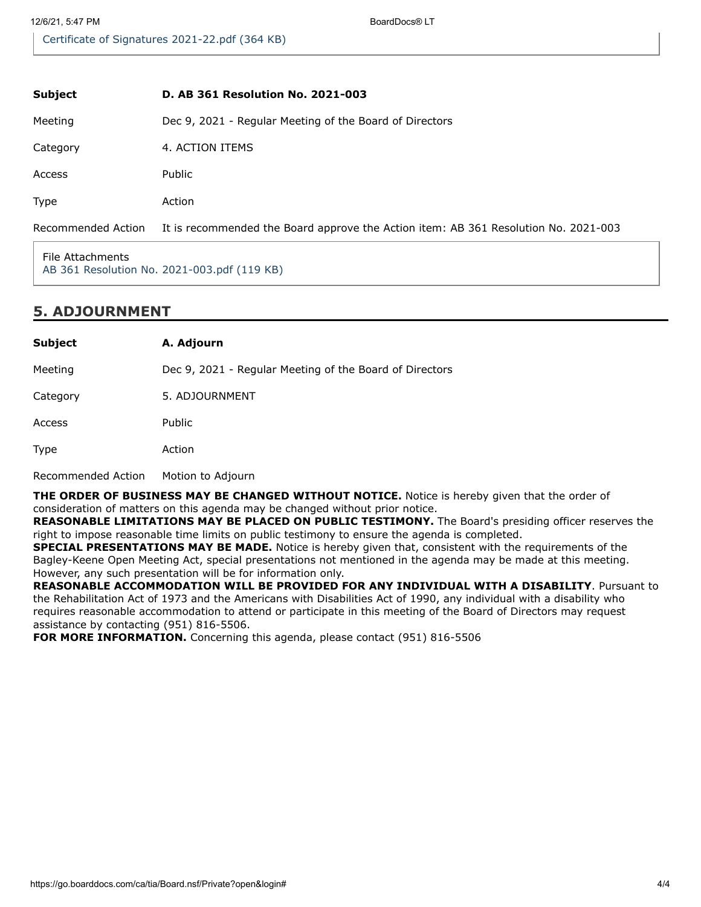Certificate of Signatures 2021-22.pdf (364 KB)

| | |
|---|---|
| **Subject** | **D. AB 361 Resolution No. 2021-003** |
| Meeting | Dec 9, 2021 - Regular Meeting of the Board of Directors |
| Category | 4. ACTION ITEMS |
| Access | Public |
| Type | Action |
| Recommended Action | It is recommended the Board approve the Action item: AB 361 Resolution No. 2021-003 |

File Attachments
AB 361 Resolution No. 2021-003.pdf (119 KB)

## 5. ADJOURNMENT

| | |
|---|---|
| **Subject** | **A. Adjourn** |
| Meeting | Dec 9, 2021 - Regular Meeting of the Board of Directors |
| Category | 5. ADJOURNMENT |
| Access | Public |
| Type | Action |
| Recommended Action | Motion to Adjourn |

**THE ORDER OF BUSINESS MAY BE CHANGED WITHOUT NOTICE.** Notice is hereby given that the order of consideration of matters on this agenda may be changed without prior notice.
**REASONABLE LIMITATIONS MAY BE PLACED ON PUBLIC TESTIMONY.** The Board's presiding officer reserves the right to impose reasonable time limits on public testimony to ensure the agenda is completed.
**SPECIAL PRESENTATIONS MAY BE MADE.** Notice is hereby given that, consistent with the requirements of the Bagley-Keene Open Meeting Act, special presentations not mentioned in the agenda may be made at this meeting. However, any such presentation will be for information only.
**REASONABLE ACCOMMODATION WILL BE PROVIDED FOR ANY INDIVIDUAL WITH A DISABILITY**. Pursuant to the Rehabilitation Act of 1973 and the Americans with Disabilities Act of 1990, any individual with a disability who requires reasonable accommodation to attend or participate in this meeting of the Board of Directors may request assistance by contacting (951) 816-5506.
**FOR MORE INFORMATION.** Concerning this agenda, please contact (951) 816-5506